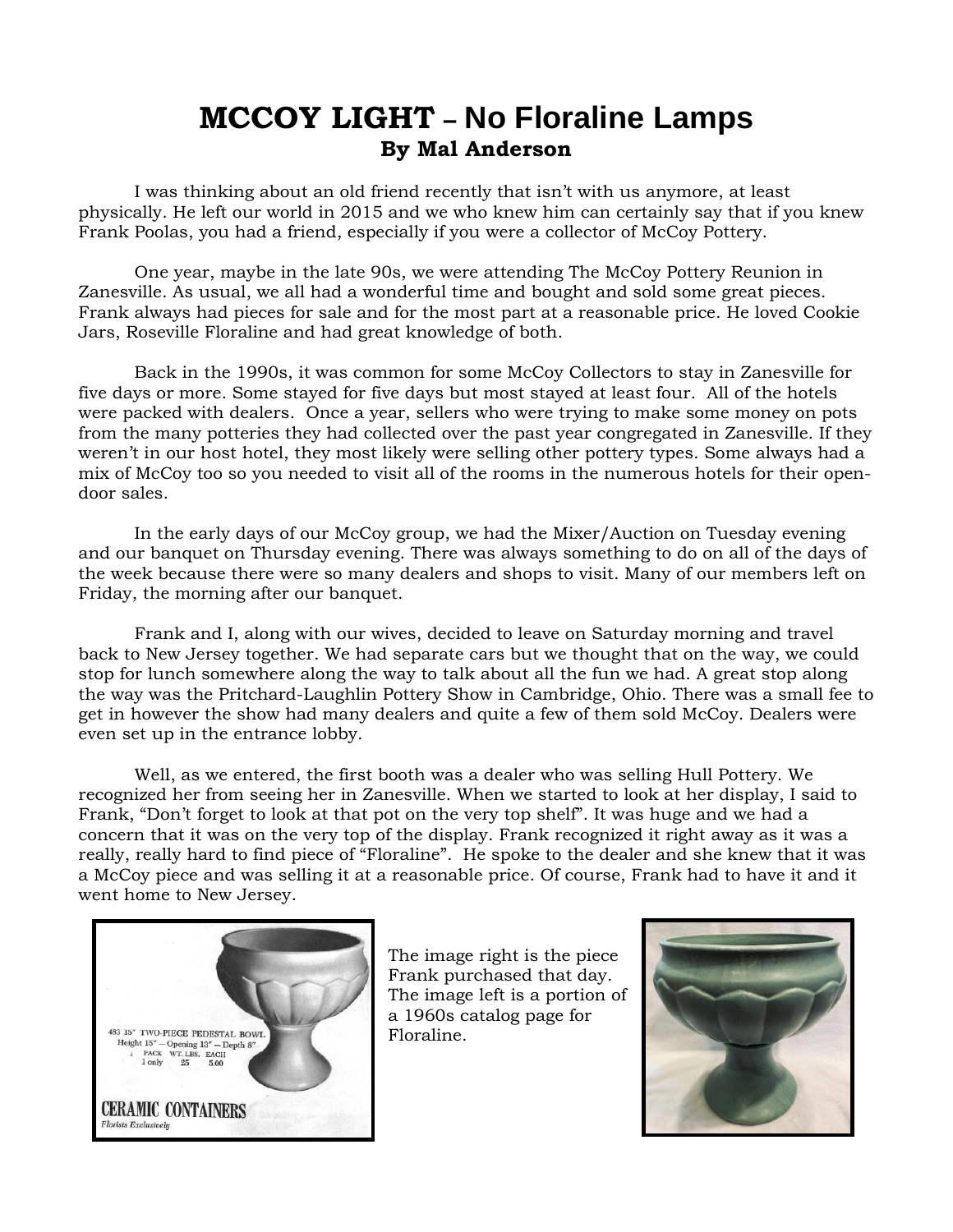// MCCOY LIGHT – No Floraline Lamps

# MCCOY LIGHT – No Floraline Lamps

**By Mal Anderson**

I was thinking about an old friend recently that isn't with us anymore, at least physically. He left our world in 2015 and we who knew him can certainly say that if you knew Frank Poolas, you had a friend, especially if you were a collector of McCoy Pottery.

One year, maybe in the late 90s, we were attending The McCoy Pottery Reunion in Zanesville. As usual, we all had a wonderful time and bought and sold some great pieces. Frank always had pieces for sale and for the most part at a reasonable price. He loved Cookie Jars, Roseville Floraline and had great knowledge of both.

Back in the 1990s, it was common for some McCoy Collectors to stay in Zanesville for five days or more. Some stayed for five days but most stayed at least four. All of the hotels were packed with dealers. Once a year, sellers who were trying to make some money on pots from the many potteries they had collected over the past year congregated in Zanesville. If they weren't in our host hotel, they most likely were selling other pottery types. Some always had a mix of McCoy too so you needed to visit all of the rooms in the numerous hotels for their open-door sales.

In the early days of our McCoy group, we had the Mixer/Auction on Tuesday evening and our banquet on Thursday evening. There was always something to do on all of the days of the week because there were so many dealers and shops to visit. Many of our members left on Friday, the morning after our banquet.

Frank and I, along with our wives, decided to leave on Saturday morning and travel back to New Jersey together. We had separate cars but we thought that on the way, we could stop for lunch somewhere along the way to talk about all the fun we had. A great stop along the way was the Pritchard-Laughlin Pottery Show in Cambridge, Ohio. There was a small fee to get in however the show had many dealers and quite a few of them sold McCoy. Dealers were even set up in the entrance lobby.

Well, as we entered, the first booth was a dealer who was selling Hull Pottery. We recognized her from seeing her in Zanesville. When we started to look at her display, I said to Frank, "Don't forget to look at that pot on the very top shelf". It was huge and we had a concern that it was on the very top of the display. Frank recognized it right away as it was a really, really hard to find piece of "Floraline". He spoke to the dealer and she knew that it was a McCoy piece and was selling it at a reasonable price. Of course, Frank had to have it and it went home to New Jersey.

483 15" TWO-PIECE PEDESTAL BOWL
Height 15" — Opening 13" — Depth 8"
PACK WT. LBS. EACH
1 only 25 5.00

CERAMIC CONTAINERS
*Florists Exclusively*

The image right is the piece Frank purchased that day. The image left is a portion of a 1960s catalog page for Floraline.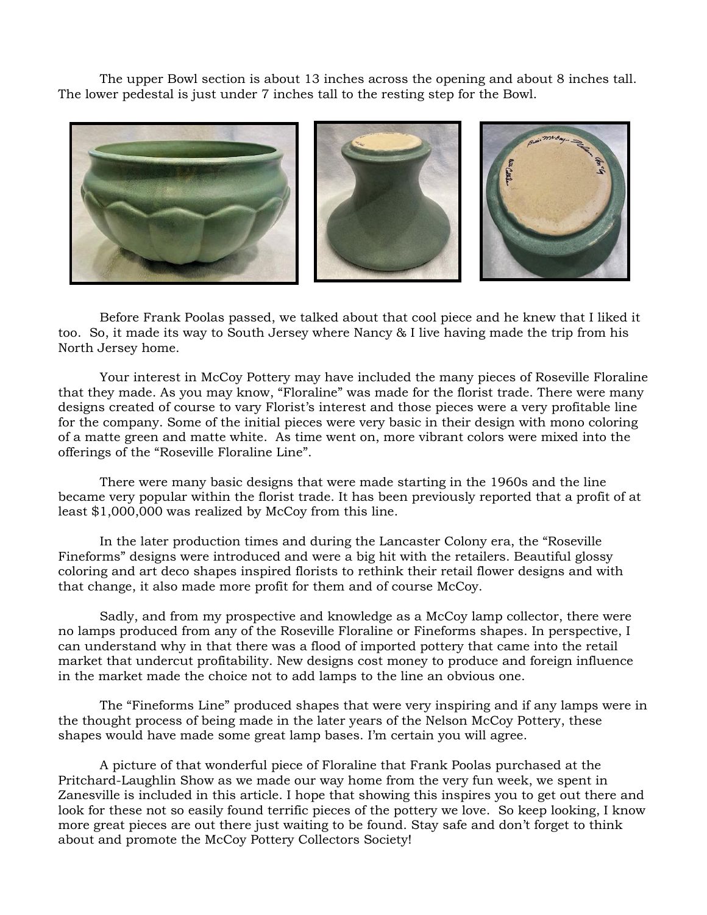The upper Bowl section is about 13 inches across the opening and about 8 inches tall. The lower pedestal is just under 7 inches tall to the resting step for the Bowl.

Before Frank Poolas passed, we talked about that cool piece and he knew that I liked it too. So, it made its way to South Jersey where Nancy & I live having made the trip from his North Jersey home.

Your interest in McCoy Pottery may have included the many pieces of Roseville Floraline that they made. As you may know, "Floraline" was made for the florist trade. There were many designs created of course to vary Florist's interest and those pieces were a very profitable line for the company. Some of the initial pieces were very basic in their design with mono coloring of a matte green and matte white. As time went on, more vibrant colors were mixed into the offerings of the "Roseville Floraline Line".

There were many basic designs that were made starting in the 1960s and the line became very popular within the florist trade. It has been previously reported that a profit of at least $1,000,000 was realized by McCoy from this line.

In the later production times and during the Lancaster Colony era, the "Roseville Fineforms" designs were introduced and were a big hit with the retailers. Beautiful glossy coloring and art deco shapes inspired florists to rethink their retail flower designs and with that change, it also made more profit for them and of course McCoy.

Sadly, and from my prospective and knowledge as a McCoy lamp collector, there were no lamps produced from any of the Roseville Floraline or Fineforms shapes. In perspective, I can understand why in that there was a flood of imported pottery that came into the retail market that undercut profitability. New designs cost money to produce and foreign influence in the market made the choice not to add lamps to the line an obvious one.

The "Fineforms Line" produced shapes that were very inspiring and if any lamps were in the thought process of being made in the later years of the Nelson McCoy Pottery, these shapes would have made some great lamp bases. I'm certain you will agree.

A picture of that wonderful piece of Floraline that Frank Poolas purchased at the Pritchard-Laughlin Show as we made our way home from the very fun week, we spent in Zanesville is included in this article. I hope that showing this inspires you to get out there and look for these not so easily found terrific pieces of the pottery we love. So keep looking, I know more great pieces are out there just waiting to be found. Stay safe and don't forget to think about and promote the McCoy Pottery Collectors Society!